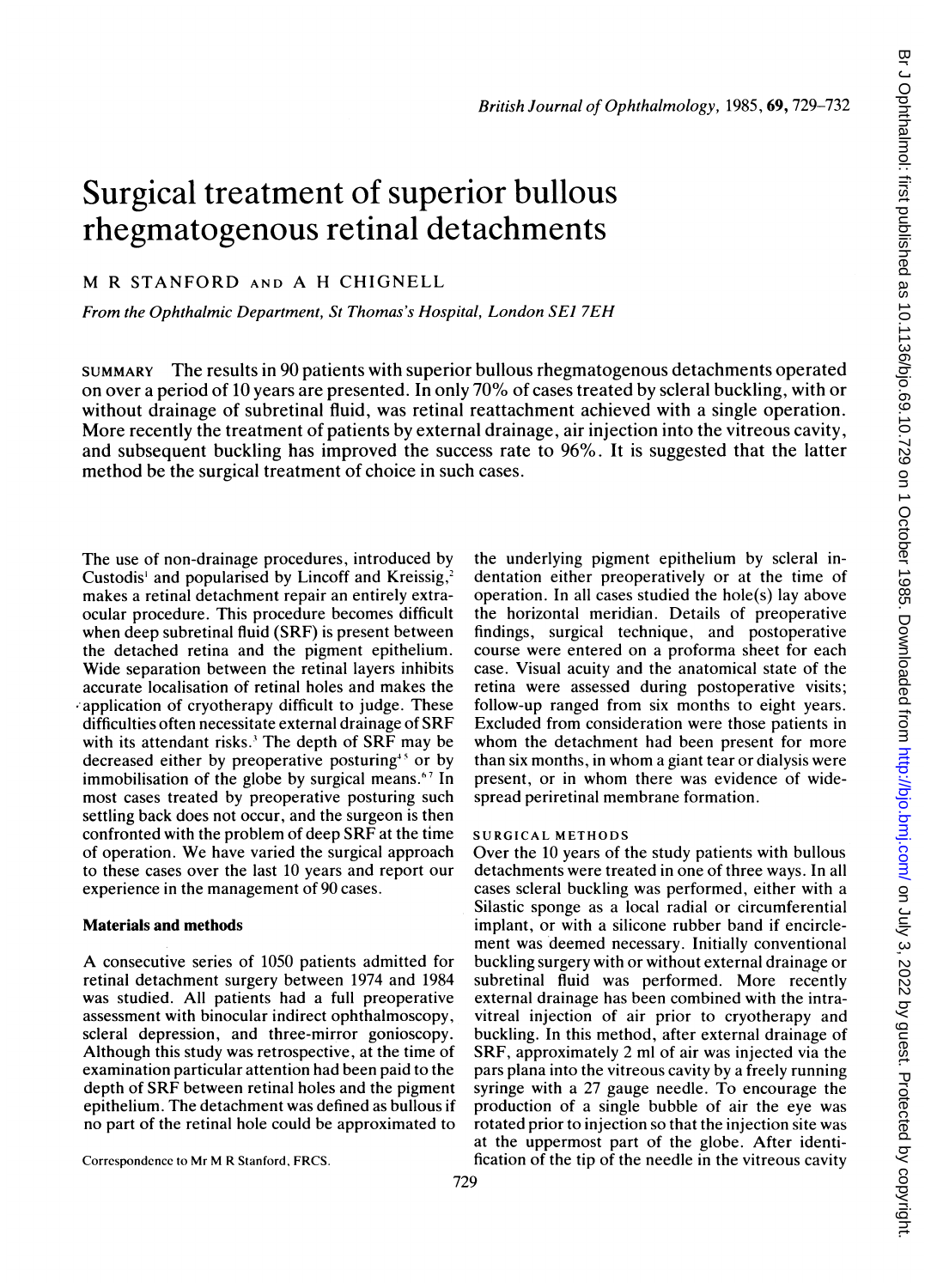# Surgical treatment of superior bullous rhegmatogenous retinal detachments

M R STANFORD AND A H CHIGNELL

*From the Ophthalmic Department, St Thomas's Hospital, London SE1 7EH*

SUMMARY The results in 90 patients with superior bullous rhegmatogenous detachments operated on over a period of 10 years are presented. In only 70% of cases treated by scleral buckling, with or without drainage of subretinal fluid, was retinal reattachment achieved with a single operation. More recently the treatment of patients by external drainage, air injection into the vitreous cavity, and subsequent buckling has improved the success rate to 96%. It is suggested that the latter method be the surgical treatment of choice in such cases.

The use of non-drainage procedures, introduced by Custodis[1] and popularised by Lincoff and Kreissig,[2] makes a retinal detachment repair an entirely extraocular procedure. This procedure becomes difficult when deep subretinal fluid (SRF) is present between the detached retina and the pigment epithelium. Wide separation between the retinal layers inhibits accurate localisation of retinal holes and makes the application of cryotherapy difficult to judge. These difficulties often necessitate external drainage of SRF with its attendant risks.[3] The depth of SRF may be decreased either by preoperative posturing[4,5] or by immobilisation of the globe by surgical means.[6,7] In most cases treated by preoperative posturing such settling back does not occur, and the surgeon is then confronted with the problem of deep SRF at the time of operation. We have varied the surgical approach to these cases over the last 10 years and report our experience in the management of 90 cases.

## Materials and methods

A consecutive series of 1050 patients admitted for retinal detachment surgery between 1974 and 1984 was studied. All patients had a full preoperative assessment with binocular indirect ophthalmoscopy, scleral depression, and three-mirror gonioscopy. Although this study was retrospective, at the time of examination particular attention had been paid to the depth of SRF between retinal holes and the pigment epithelium. The detachment was defined as bullous if no part of the retinal hole could be approximated to the underlying pigment epithelium by scleral indentation either preoperatively or at the time of operation. In all cases studied the hole(s) lay above the horizontal meridian. Details of preoperative findings, surgical technique, and postoperative course were entered on a proforma sheet for each case. Visual acuity and the anatomical state of the retina were assessed during postoperative visits; follow-up ranged from six months to eight years. Excluded from consideration were those patients in whom the detachment had been present for more than six months, in whom a giant tear or dialysis were present, or in whom there was evidence of widespread periretinal membrane formation.

### SURGICAL METHODS

Over the 10 years of the study patients with bullous detachments were treated in one of three ways. In all cases scleral buckling was performed, either with a Silastic sponge as a local radial or circumferential implant, or with a silicone rubber band if encirclement was deemed necessary. Initially conventional buckling surgery with or without external drainage or subretinal fluid was performed. More recently external drainage has been combined with the intravitreal injection of air prior to cryotherapy and buckling. In this method, after external drainage of SRF, approximately 2 ml of air was injected via the pars plana into the vitreous cavity by a freely running syringe with a 27 gauge needle. To encourage the production of a single bubble of air the eye was rotated prior to injection so that the injection site was at the uppermost part of the globe. After identification of the tip of the needle in the vitreous cavity

Correspondence to Mr M R Stanford, FRCS.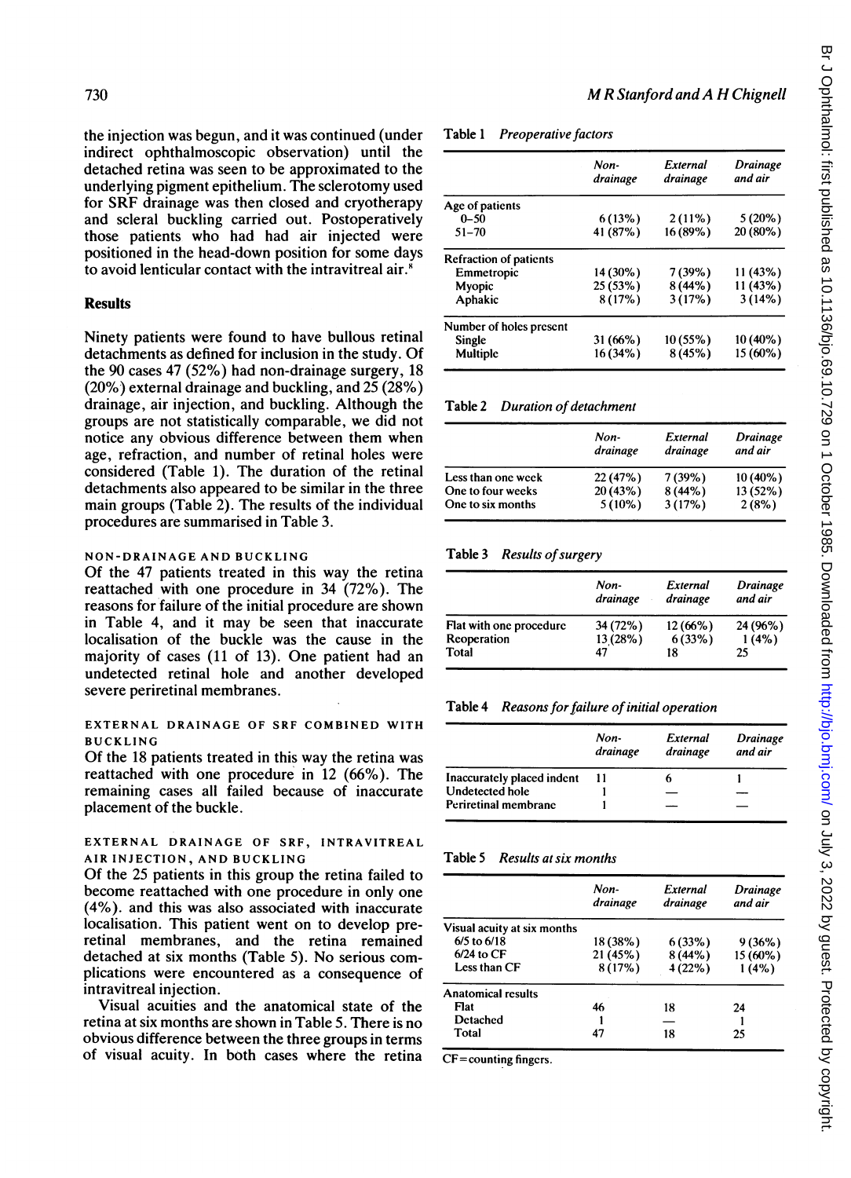the injection was begun, and it was continued (under indirect ophthalmoscopic observation) until the detached retina was seen to be approximated to the underlying pigment epithelium. The sclerotomy used for SRF drainage was then closed and cryotherapy and scleral buckling carried out. Postoperatively those patients who had had air injected were positioned in the head-down position for some days to avoid lenticular contact with the intravitreal air.[8]

## Results

Ninety patients were found to have bullous retinal detachments as defined for inclusion in the study. Of the 90 cases 47 (52%) had non-drainage surgery, 18 (20%) external drainage and buckling, and 25 (28%) drainage, air injection, and buckling. Although the groups are not statistically comparable, we did not notice any obvious difference between them when age, refraction, and number of retinal holes were considered (Table 1). The duration of the retinal detachments also appeared to be similar in the three main groups (Table 2). The results of the individual procedures are summarised in Table 3.

### NON-DRAINAGE AND BUCKLING

Of the 47 patients treated in this way the retina reattached with one procedure in 34 (72%). The reasons for failure of the initial procedure are shown in Table 4, and it may be seen that inaccurate localisation of the buckle was the cause in the majority of cases (11 of 13). One patient had an undetected retinal hole and another developed severe periretinal membranes.

### EXTERNAL DRAINAGE OF SRF COMBINED WITH BUCKLING

Of the 18 patients treated in this way the retina was reattached with one procedure in 12 (66%). The remaining cases all failed because of inaccurate placement of the buckle.

### EXTERNAL DRAINAGE OF SRF, INTRAVITREAL AIR INJECTION, AND BUCKLING

Of the 25 patients in this group the retina failed to become reattached with one procedure in only one (4%). and this was also associated with inaccurate localisation. This patient went on to develop preretinal membranes, and the retina remained detached at six months (Table 5). No serious complications were encountered as a consequence of intravitreal injection.

Visual acuities and the anatomical state of the retina at six months are shown in Table 5. There is no obvious difference between the three groups in terms of visual acuity. In both cases where the retina

Table 1 *Preoperative factors*

| | Non-drainage | External drainage | Drainage and air |
|---|---|---|---|
| Age of patients | | | |
| 0–50 | 6 (13%) | 2 (11%) | 5 (20%) |
| 51–70 | 41 (87%) | 16 (89%) | 20 (80%) |
| Refraction of patients | | | |
| Emmetropic | 14 (30%) | 7 (39%) | 11 (43%) |
| Myopic | 25 (53%) | 8 (44%) | 11 (43%) |
| Aphakic | 8 (17%) | 3 (17%) | 3 (14%) |
| Number of holes present | | | |
| Single | 31 (66%) | 10 (55%) | 10 (40%) |
| Multiple | 16 (34%) | 8 (45%) | 15 (60%) |

Table 2 *Duration of detachment*

| | Non-drainage | External drainage | Drainage and air |
|---|---|---|---|
| Less than one week | 22 (47%) | 7 (39%) | 10 (40%) |
| One to four weeks | 20 (43%) | 8 (44%) | 13 (52%) |
| One to six months | 5 (10%) | 3 (17%) | 2 (8%) |

Table 3 *Results of surgery*

| | Non-drainage | External drainage | Drainage and air |
|---|---|---|---|
| Flat with one procedure | 34 (72%) | 12 (66%) | 24 (96%) |
| Reoperation | 13 (28%) | 6 (33%) | 1 (4%) |
| Total | 47 | 18 | 25 |

Table 4 *Reasons for failure of initial operation*

| | Non-drainage | External drainage | Drainage and air |
|---|---|---|---|
| Inaccurately placed indent | 11 | 6 | 1 |
| Undetected hole | 1 | — | — |
| Periretinal membrane | 1 | — | — |

Table 5 *Results at six months*

| | Non-drainage | External drainage | Drainage and air |
|---|---|---|---|
| Visual acuity at six months | | | |
| 6/5 to 6/18 | 18 (38%) | 6 (33%) | 9 (36%) |
| 6/24 to CF | 21 (45%) | 8 (44%) | 15 (60%) |
| Less than CF | 8 (17%) | 4 (22%) | 1 (4%) |
| Anatomical results | | | |
| Flat | 46 | 18 | 24 |
| Detached | 1 | — | 1 |
| Total | 47 | 18 | 25 |

CF=counting fingers.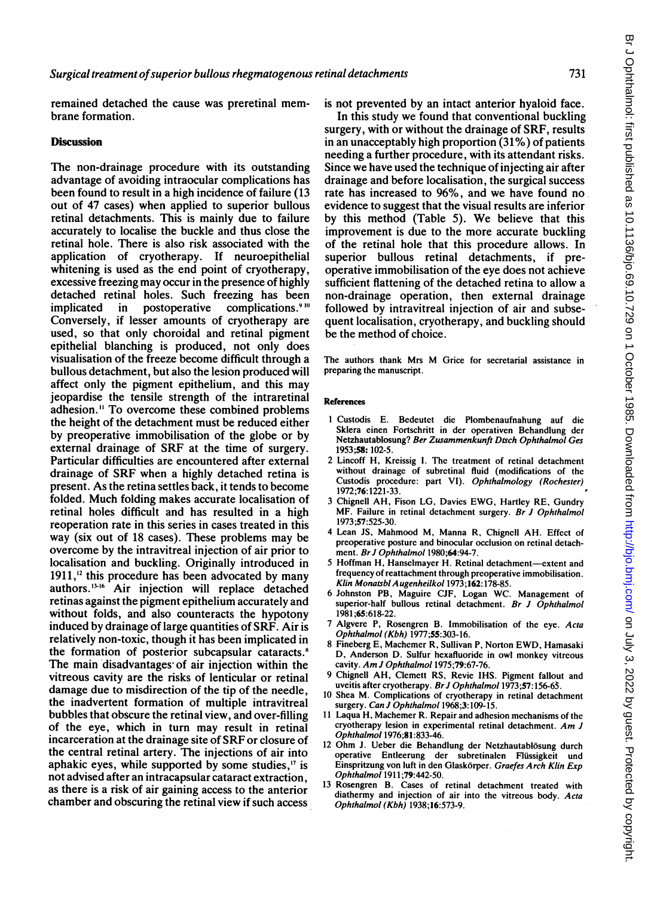remained detached the cause was preretinal membrane formation.

## Discussion

The non-drainage procedure with its outstanding advantage of avoiding intraocular complications has been found to result in a high incidence of failure (13 out of 47 cases) when applied to superior bullous retinal detachments. This is mainly due to failure accurately to localise the buckle and thus close the retinal hole. There is also risk associated with the application of cryotherapy. If neuroepithelial whitening is used as the end point of cryotherapy, excessive freezing may occur in the presence of highly detached retinal holes. Such freezing has been implicated in postoperative complications.[9,10] Conversely, if lesser amounts of cryotherapy are used, so that only choroidal and retinal pigment epithelial blanching is produced, not only does visualisation of the freeze become difficult through a bullous detachment, but also the lesion produced will affect only the pigment epithelium, and this may jeopardise the tensile strength of the intraretinal adhesion.[11] To overcome these combined problems the height of the detachment must be reduced either by preoperative immobilisation of the globe or by external drainage of SRF at the time of surgery. Particular difficulties are encountered after external drainage of SRF when a highly detached retina is present. As the retina settles back, it tends to become folded. Much folding makes accurate localisation of retinal holes difficult and has resulted in a high reoperation rate in this series in cases treated in this way (six out of 18 cases). These problems may be overcome by the intravitreal injection of air prior to localisation and buckling. Originally introduced in 1911,[12] this procedure has been advocated by many authors.[13-16] Air injection will replace detached retinas against the pigment epithelium accurately and without folds, and also counteracts the hypotony induced by drainage of large quantities of SRF. Air is relatively non-toxic, though it has been implicated in the formation of posterior subcapsular cataracts.[8] The main disadvantages of air injection within the vitreous cavity are the risks of lenticular or retinal damage due to misdirection of the tip of the needle, the inadvertent formation of multiple intravitreal bubbles that obscure the retinal view, and over-filling of the eye, which in turn may result in retinal incarceration at the drainage site of SRF or closure of the central retinal artery. The injections of air into aphakic eyes, while supported by some studies,[17] is not advised after an intracapsular cataract extraction, as there is a risk of air gaining access to the anterior chamber and obscuring the retinal view if such access is not prevented by an intact anterior hyaloid face.

In this study we found that conventional buckling surgery, with or without the drainage of SRF, results in an unacceptably high proportion (31%) of patients needing a further procedure, with its attendant risks. Since we have used the technique of injecting air after drainage and before localisation, the surgical success rate has increased to 96%, and we have found no evidence to suggest that the visual results are inferior by this method (Table 5). We believe that this improvement is due to the more accurate buckling of the retinal hole that this procedure allows. In superior bullous retinal detachments, if preoperative immobilisation of the eye does not achieve sufficient flattening of the detached retina to allow a non-drainage operation, then external drainage followed by intravitreal injection of air and subsequent localisation, cryotherapy, and buckling should be the method of choice.

The authors thank Mrs M Grice for secretarial assistance in preparing the manuscript.

## References

1. Custodis E. Bedeutet die Plombenaufnahung auf die Sklera einen Fortschritt in der operativen Behandlung der Netzhautablosung? *Ber Zusammenkunft Dtsch Ophthalmol Ges* 1953;**58**: 102-5.
2. Lincoff H, Kreissig I. The treatment of retinal detachment without drainage of subretinal fluid (modifications of the Custodis procedure: part VI). *Ophthalmology (Rochester)* 1972;**76**:1221-33.
3. Chignell AH, Fison LG, Davies EWG, Hartley RE, Gundry MF. Failure in retinal detachment surgery. *Br J Ophthalmol* 1973;**57**:525-30.
4. Lean JS, Mahmood M, Manna R, Chignell AH. Effect of preoperative posture and binocular occlusion on retinal detachment. *Br J Ophthalmol* 1980;**64**:94-7.
5. Hoffman H, Hanselmayer H. Retinal detachment—extent and frequency of reattachment through preoperative immobilisation. *Klin Monatsbl Augenheilkol* 1973;**162**:178-85.
6. Johnston PB, Maguire CJF, Logan WC. Management of superior-half bullous retinal detachment. *Br J Ophthalmol* 1981;**65**:618-22.
7. Algvere P, Rosengren B. Immobilisation of the eye. *Acta Ophthalmol (Kbh)* 1977;**55**:303-16.
8. Fineberg E, Machemer R, Sullivan P, Norton EWD, Hamasaki D, Anderson D. Sulfur hexafluoride in owl monkey vitreous cavity. *Am J Ophthalmol* 1975;**79**:67-76.
9. Chignell AH, Clemett RS, Revie IHS. Pigment fallout and uveitis after cryotherapy. *Br J Ophthalmol* 1973;**57**:156-65.
10. Shea M. Complications of cryotherapy in retinal detachment surgery. *Can J Ophthalmol* 1968;**3**:109-15.
11. Laqua H, Machemer R. Repair and adhesion mechanisms of the cryotherapy lesion in experimental retinal detachment. *Am J Ophthalmol* 1976;**81**:833-46.
12. Ohm J. Ueber die Behandlung der Netzhautablösung durch operative Entleerung der subretinalen Flüssigkeit und Einspritzung von luft in den Glaskörper. *Graefes Arch Klin Exp Ophthalmol* 1911;**79**:442-50.
13. Rosengren B. Cases of retinal detachment treated with diathermy and injection of air into the vitreous body. *Acta Ophthalmol (Kbh)* 1938;**16**:573-9.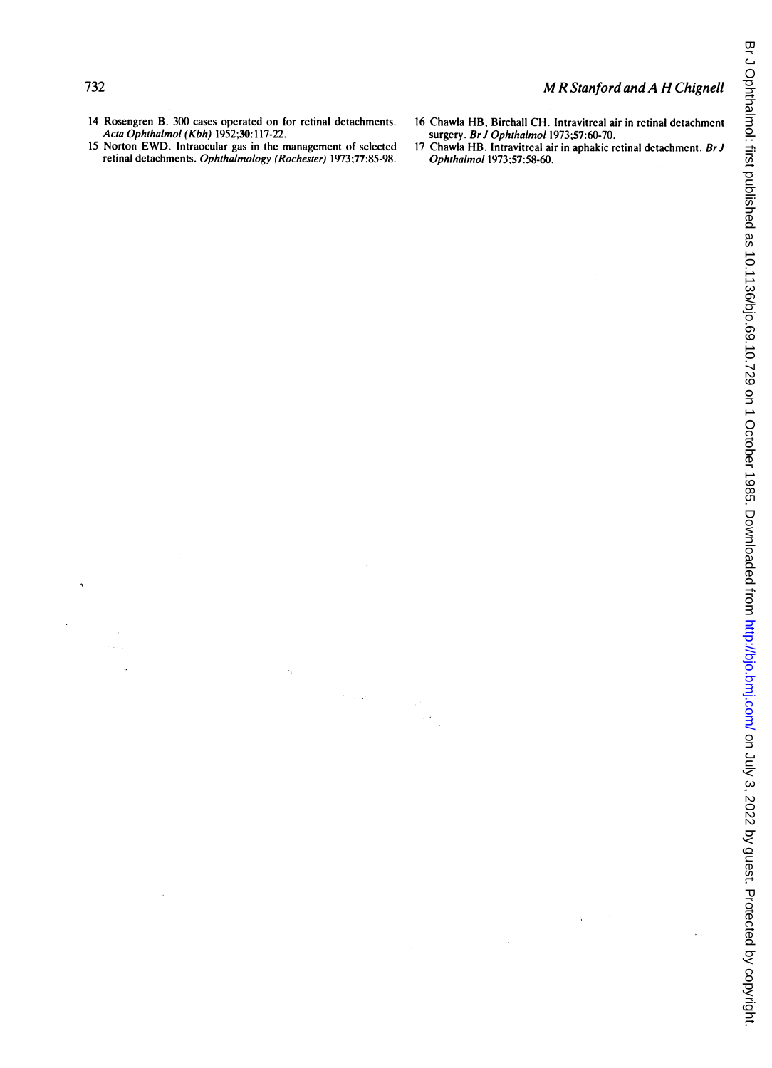14 Rosengren B. 300 cases operated on for retinal detachments. *Acta Ophthalmol (Kbh)* 1952;**30**:117-22.

15 Norton EWD. Intraocular gas in the management of selected retinal detachments. *Ophthalmology (Rochester)* 1973;**77**:85-98.

16 Chawla HB, Birchall CH. Intravitreal air in retinal detachment surgery. *Br J Ophthalmol* 1973;**57**:60-70.

17 Chawla HB. Intravitreal air in aphakic retinal detachment. *Br J Ophthalmol* 1973;**57**:58-60.